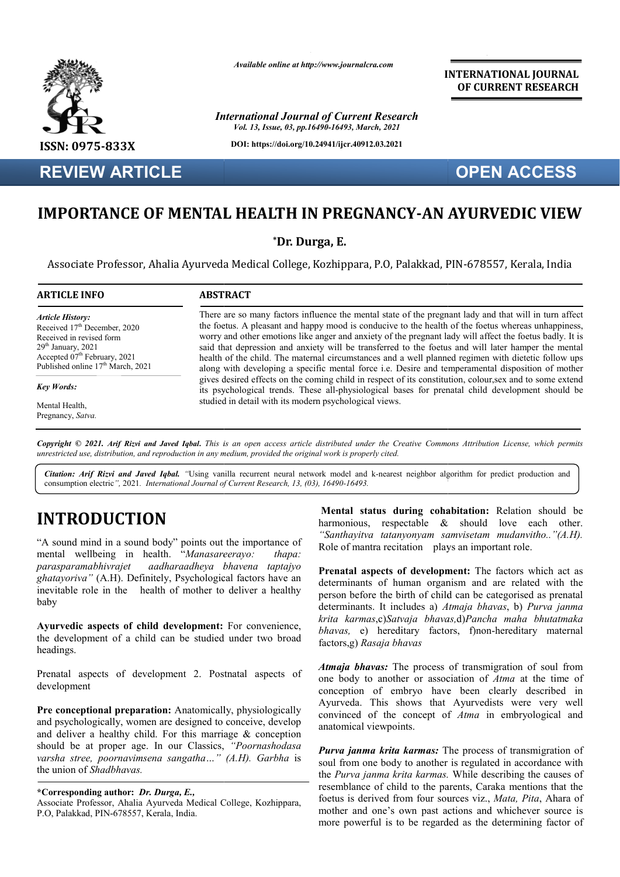*Available online at http://www.journalcra.com*

**INTERNATIONAL JOURNAL OF CURRENT RESEARCH**

*International Journal of Current Research*
*Vol. 13, Issue, 03, pp.16490-16493, March, 2021*

**DOI: https://doi.org/10.24941/ijcr.40912.03.2021**

**ISSN: 0975-833X**

**REVIEW ARTICLE** **OPEN ACCESS**

# IMPORTANCE OF MENTAL HEALTH IN PREGNANCY-AN AYURVEDIC VIEW

**\*Dr. Durga, E.**

Associate Professor, Ahalia Ayurveda Medical College, Kozhippara, P.O, Palakkad, PIN-678557, Kerala, India

**ARTICLE INFO**

*Article History:*
Received 17th December, 2020
Received in revised form
29th January, 2021
Accepted 07th February, 2021
Published online 17th March, 2021

*Key Words:*

Mental Health,
Pregnancy, *Satva.*

**ABSTRACT**

There are so many factors influence the mental state of the pregnant lady and that will in turn affect the foetus. A pleasant and happy mood is conducive to the health of the foetus whereas unhappiness, worry and other emotions like anger and anxiety of the pregnant lady will affect the foetus badly. It is said that depression and anxiety will be transferred to the foetus and will later hamper the mental health of the child. The maternal circumstances and a well planned regimen with dietetic follow ups along with developing a specific mental force i.e. Desire and temperamental disposition of mother gives desired effects on the coming child in respect of its constitution, colour,sex and to some extend its psychological trends. These all-physiological bases for prenatal child development should be studied in detail with its modern psychological views.

***Copyright © 2021. Arif Rizvi and Javed Iqbal.*** *This is an open access article distributed under the Creative Commons Attribution License, which permits unrestricted use, distribution, and reproduction in any medium, provided the original work is properly cited.*

***Citation: Arif Rizvi and Javed Iqbal.*** *"Using vanilla recurrent neural network model and k-nearest neighbor algorithm for predict production and consumption electric", 2021. International Journal of Current Research, 13, (03), 16490-16493.*

# INTRODUCTION

"A sound mind in a sound body" points out the importance of mental wellbeing in health. "*Manasareerayo: thapa: parasparamabhivrajet aadharaadheya bhavena taptajyo ghatayoriva"* (A.H). Definitely, Psychological factors have an inevitable role in the health of mother to deliver a healthy baby

**Ayurvedic aspects of child development:** For convenience, the development of a child can be studied under two broad headings.

Prenatal aspects of development 2. Postnatal aspects of development

**Pre conceptional preparation:** Anatomically, physiologically and psychologically, women are designed to conceive, develop and deliver a healthy child. For this marriage & conception should be at proper age. In our Classics, *"Poornashodasa varsha stree, poornavimsena sangatha…" (A.H). Garbha* is the union of *Shadbhavas.*

**Mental status during cohabitation:** Relation should be harmonious, respectable & should love each other. *"Santhayitva tatanyonyam samvisetam mudanvitho.."(A.H).* Role of mantra recitation plays an important role.

**Prenatal aspects of development:** The factors which act as determinants of human organism and are related with the person before the birth of child can be categorised as prenatal determinants. It includes a) *Atmaja bhavas*, b) *Purva janma krita karmas*,c)*Satvaja bhavas,*d)*Pancha maha bhutatmaka bhavas,* e) hereditary factors, f)non-hereditary maternal factors,g) *Rasaja bhavas*

***Atmaja bhavas:*** The process of transmigration of soul from one body to another or association of *Atma* at the time of conception of embryo have been clearly described in Ayurveda. This shows that Ayurvedists were very well convinced of the concept of *Atma* in embryological and anatomical viewpoints.

***Purva janma krita karmas:*** The process of transmigration of soul from one body to another is regulated in accordance with the *Purva janma krita karmas.* While describing the causes of resemblance of child to the parents, Caraka mentions that the foetus is derived from four sources viz., *Mata, Pita*, Ahara of mother and one's own past actions and whichever source is more powerful is to be regarded as the determining factor of

**\*Corresponding author: *Dr. Durga, E.,***
Associate Professor, Ahalia Ayurveda Medical College, Kozhippara, P.O, Palakkad, PIN-678557, Kerala, India.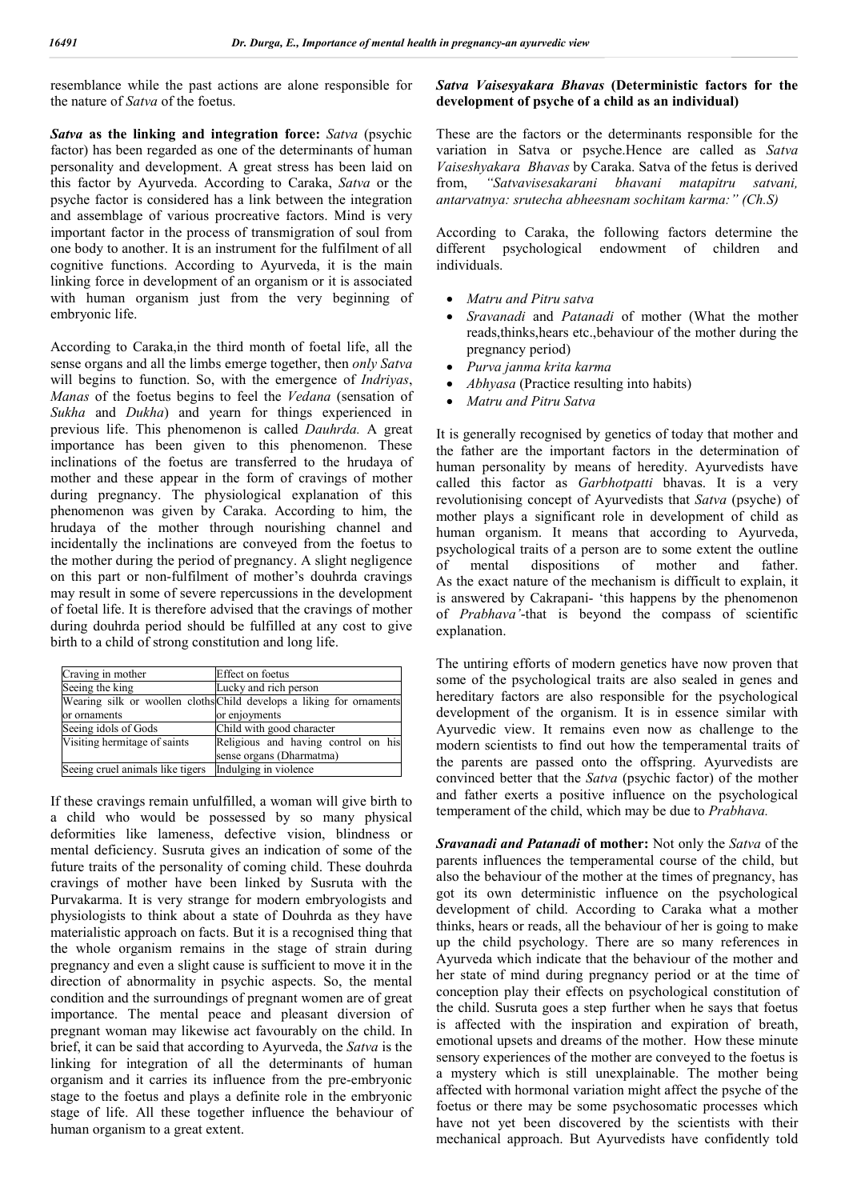resemblance while the past actions are alone responsible for the nature of *Satva* of the foetus.

***Satva* as the linking and integration force:** *Satva* (psychic factor) has been regarded as one of the determinants of human personality and development. A great stress has been laid on this factor by Ayurveda. According to Caraka, *Satva* or the psyche factor is considered has a link between the integration and assemblage of various procreative factors. Mind is very important factor in the process of transmigration of soul from one body to another. It is an instrument for the fulfilment of all cognitive functions. According to Ayurveda, it is the main linking force in development of an organism or it is associated with human organism just from the very beginning of embryonic life.

According to Caraka,in the third month of foetal life, all the sense organs and all the limbs emerge together, then *only Satva* will begins to function. So, with the emergence of *Indriyas*, *Manas* of the foetus begins to feel the *Vedana* (sensation of *Sukha* and *Dukha*) and yearn for things experienced in previous life. This phenomenon is called *Dauhrda.* A great importance has been given to this phenomenon. These inclinations of the foetus are transferred to the hrudaya of mother and these appear in the form of cravings of mother during pregnancy. The physiological explanation of this phenomenon was given by Caraka. According to him, the hrudaya of the mother through nourishing channel and incidentally the inclinations are conveyed from the foetus to the mother during the period of pregnancy. A slight negligence on this part or non-fulfilment of mother's douhrda cravings may result in some of severe repercussions in the development of foetal life. It is therefore advised that the cravings of mother during douhrda period should be fulfilled at any cost to give birth to a child of strong constitution and long life.

| Craving in mother | Effect on foetus |
|---|---|
| Seeing the king | Lucky and rich person |
| Wearing silk or woollen cloths or ornaments | Child develops a liking for ornaments or enjoyments |
| Seeing idols of Gods | Child with good character |
| Visiting hermitage of saints | Religious and having control on his sense organs (Dharmatma) |
| Seeing cruel animals like tigers | Indulging in violence |

If these cravings remain unfulfilled, a woman will give birth to a child who would be possessed by so many physical deformities like lameness, defective vision, blindness or mental deficiency. Susruta gives an indication of some of the future traits of the personality of coming child. These douhrda cravings of mother have been linked by Susruta with the Purvakarma. It is very strange for modern embryologists and physiologists to think about a state of Douhrda as they have materialistic approach on facts. But it is a recognised thing that the whole organism remains in the stage of strain during pregnancy and even a slight cause is sufficient to move it in the direction of abnormality in psychic aspects. So, the mental condition and the surroundings of pregnant women are of great importance. The mental peace and pleasant diversion of pregnant woman may likewise act favourably on the child. In brief, it can be said that according to Ayurveda, the *Satva* is the linking for integration of all the determinants of human organism and it carries its influence from the pre-embryonic stage to the foetus and plays a definite role in the embryonic stage of life. All these together influence the behaviour of human organism to a great extent.

***Satva Vaisesyakara Bhavas* (Deterministic factors for the development of psyche of a child as an individual)**

These are the factors or the determinants responsible for the variation in Satva or psyche.Hence are called as *Satva Vaiseshyakara Bhavas* by Caraka. Satva of the fetus is derived from, *"Satvavisesakarani bhavani matapitru satvani, antarvatnya: srutecha abheesnam sochitam karma:" (Ch.S)*

According to Caraka, the following factors determine the different psychological endowment of children and individuals.

- *Matru and Pitru satva*
- *Sravanadi* and *Patanadi* of mother (What the mother reads,thinks,hears etc.,behaviour of the mother during the pregnancy period)
- *Purva janma krita karma*
- *Abhyasa* (Practice resulting into habits)
- *Matru and Pitru Satva*

It is generally recognised by genetics of today that mother and the father are the important factors in the determination of human personality by means of heredity. Ayurvedists have called this factor as *Garbhotpatti* bhavas. It is a very revolutionising concept of Ayurvedists that *Satva* (psyche) of mother plays a significant role in development of child as human organism. It means that according to Ayurveda, psychological traits of a person are to some extent the outline of mental dispositions of mother and father. As the exact nature of the mechanism is difficult to explain, it is answered by Cakrapani- 'this happens by the phenomenon of *Prabhava'*-that is beyond the compass of scientific explanation.

The untiring efforts of modern genetics have now proven that some of the psychological traits are also sealed in genes and hereditary factors are also responsible for the psychological development of the organism. It is in essence similar with Ayurvedic view. It remains even now as challenge to the modern scientists to find out how the temperamental traits of the parents are passed onto the offspring. Ayurvedists are convinced better that the *Satva* (psychic factor) of the mother and father exerts a positive influence on the psychological temperament of the child, which may be due to *Prabhava.*

***Sravanadi and Patanadi* of mother:** Not only the *Satva* of the parents influences the temperamental course of the child, but also the behaviour of the mother at the times of pregnancy, has got its own deterministic influence on the psychological development of child. According to Caraka what a mother thinks, hears or reads, all the behaviour of her is going to make up the child psychology. There are so many references in Ayurveda which indicate that the behaviour of the mother and her state of mind during pregnancy period or at the time of conception play their effects on psychological constitution of the child. Susruta goes a step further when he says that foetus is affected with the inspiration and expiration of breath, emotional upsets and dreams of the mother. How these minute sensory experiences of the mother are conveyed to the foetus is a mystery which is still unexplainable. The mother being affected with hormonal variation might affect the psyche of the foetus or there may be some psychosomatic processes which have not yet been discovered by the scientists with their mechanical approach. But Ayurvedists have confidently told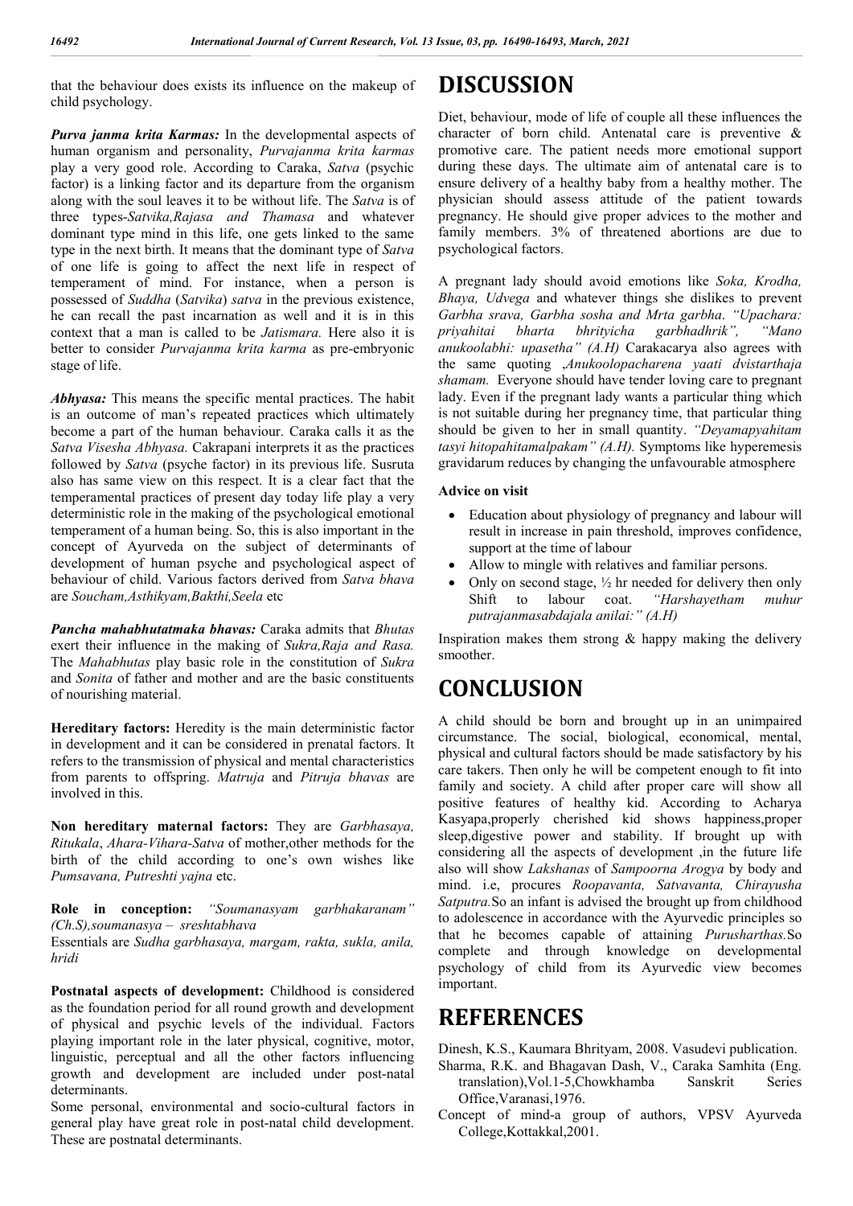that the behaviour does exists its influence on the makeup of child psychology.

***Purva janma krita Karmas:*** In the developmental aspects of human organism and personality, *Purvajanma krita karmas* play a very good role. According to Caraka, *Satva* (psychic factor) is a linking factor and its departure from the organism along with the soul leaves it to be without life. The *Satva* is of three types-*Satvika,Rajasa and Thamasa* and whatever dominant type mind in this life, one gets linked to the same type in the next birth. It means that the dominant type of *Satva* of one life is going to affect the next life in respect of temperament of mind. For instance, when a person is possessed of *Suddha* (*Satvika*) *satva* in the previous existence, he can recall the past incarnation as well and it is in this context that a man is called to be *Jatismara.* Here also it is better to consider *Purvajanma krita karma* as pre-embryonic stage of life.

***Abhyasa:*** This means the specific mental practices. The habit is an outcome of man's repeated practices which ultimately become a part of the human behaviour. Caraka calls it as the *Satva Visesha Abhyasa.* Cakrapani interprets it as the practices followed by *Satva* (psyche factor) in its previous life. Susruta also has same view on this respect. It is a clear fact that the temperamental practices of present day today life play a very deterministic role in the making of the psychological emotional temperament of a human being. So, this is also important in the concept of Ayurveda on the subject of determinants of development of human psyche and psychological aspect of behaviour of child. Various factors derived from *Satva bhava* are *Soucham,Asthikyam,Bakthi,Seela* etc

***Pancha mahabhutatmaka bhavas:*** Caraka admits that *Bhutas* exert their influence in the making of *Sukra,Raja and Rasa.* The *Mahabhutas* play basic role in the constitution of *Sukra* and *Sonita* of father and mother and are the basic constituents of nourishing material.

**Hereditary factors:** Heredity is the main deterministic factor in development and it can be considered in prenatal factors. It refers to the transmission of physical and mental characteristics from parents to offspring. *Matruja* and *Pitruja bhavas* are involved in this.

**Non hereditary maternal factors:** They are *Garbhasaya, Ritukala*, *Ahara-Vihara-Satva* of mother,other methods for the birth of the child according to one's own wishes like *Pumsavana, Putreshti yajna* etc.

**Role in conception:** *"Soumanasyam garbhakaranam" (Ch.S),soumanasya – sreshtabhava*

Essentials are *Sudha garbhasaya, margam, rakta, sukla, anila, hridi*

**Postnatal aspects of development:** Childhood is considered as the foundation period for all round growth and development of physical and psychic levels of the individual. Factors playing important role in the later physical, cognitive, motor, linguistic, perceptual and all the other factors influencing growth and development are included under post-natal determinants.

Some personal, environmental and socio-cultural factors in general play have great role in post-natal child development. These are postnatal determinants.

# DISCUSSION

Diet, behaviour, mode of life of couple all these influences the character of born child. Antenatal care is preventive & promotive care. The patient needs more emotional support during these days. The ultimate aim of antenatal care is to ensure delivery of a healthy baby from a healthy mother. The physician should assess attitude of the patient towards pregnancy. He should give proper advices to the mother and family members. 3% of threatened abortions are due to psychological factors.

A pregnant lady should avoid emotions like *Soka, Krodha, Bhaya, Udvega* and whatever things she dislikes to prevent *Garbha srava, Garbha sosha and Mrta garbha*. *"Upachara: priyahitai bharta bhrityicha garbhadhrik", "Mano anukoolabhi: upasetha" (A.H)* Carakacarya also agrees with the same quoting ,*Anukoolopacharena yaati dvistarthaja shamam.* Everyone should have tender loving care to pregnant lady. Even if the pregnant lady wants a particular thing which is not suitable during her pregnancy time, that particular thing should be given to her in small quantity. *"Deyamapyahitam tasyi hitopahitamalpakam" (A.H).* Symptoms like hyperemesis gravidarum reduces by changing the unfavourable atmosphere

**Advice on visit**

- Education about physiology of pregnancy and labour will result in increase in pain threshold, improves confidence, support at the time of labour
- Allow to mingle with relatives and familiar persons.
- Only on second stage, ½ hr needed for delivery then only Shift to labour coat. *"Harshayetham muhur putrajanmasabdajala anilai:" (A.H)*

Inspiration makes them strong & happy making the delivery smoother.

# CONCLUSION

A child should be born and brought up in an unimpaired circumstance. The social, biological, economical, mental, physical and cultural factors should be made satisfactory by his care takers. Then only he will be competent enough to fit into family and society. A child after proper care will show all positive features of healthy kid. According to Acharya Kasyapa,properly cherished kid shows happiness,proper sleep,digestive power and stability. If brought up with considering all the aspects of development ,in the future life also will show *Lakshanas* of *Sampoorna Arogya* by body and mind. i.e, procures *Roopavanta, Satvavanta, Chirayusha Satputra.*So an infant is advised the brought up from childhood to adolescence in accordance with the Ayurvedic principles so that he becomes capable of attaining *Purusharthas.*So complete and through knowledge on developmental psychology of child from its Ayurvedic view becomes important.

# REFERENCES

Dinesh, K.S., Kaumara Bhrityam, 2008. Vasudevi publication.

Sharma, R.K. and Bhagavan Dash, V., Caraka Samhita (Eng. translation),Vol.1-5,Chowkhamba Sanskrit Series Office,Varanasi,1976.

Concept of mind-a group of authors, VPSV Ayurveda College,Kottakkal,2001.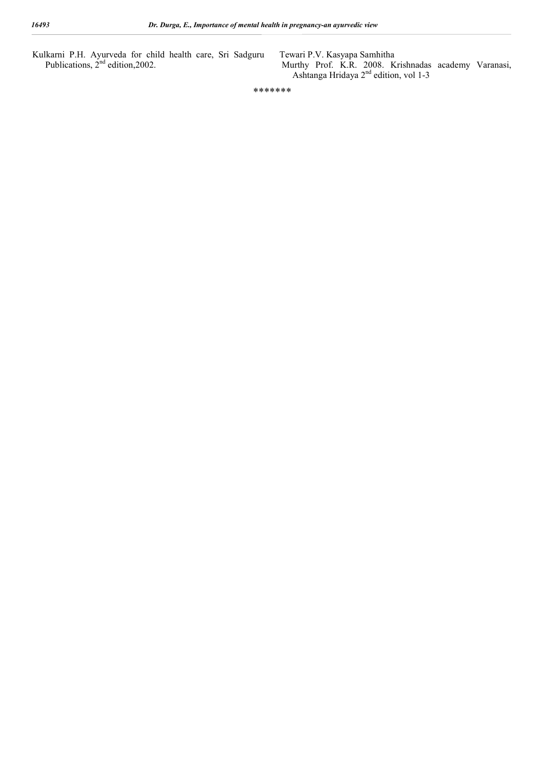Kulkarni P.H. Ayurveda for child health care, Sri Sadguru Publications, 2nd edition,2002.

Tewari P.V. Kasyapa Samhitha

Murthy Prof. K.R. 2008. Krishnadas academy Varanasi, Ashtanga Hridaya 2nd edition, vol 1-3

*******